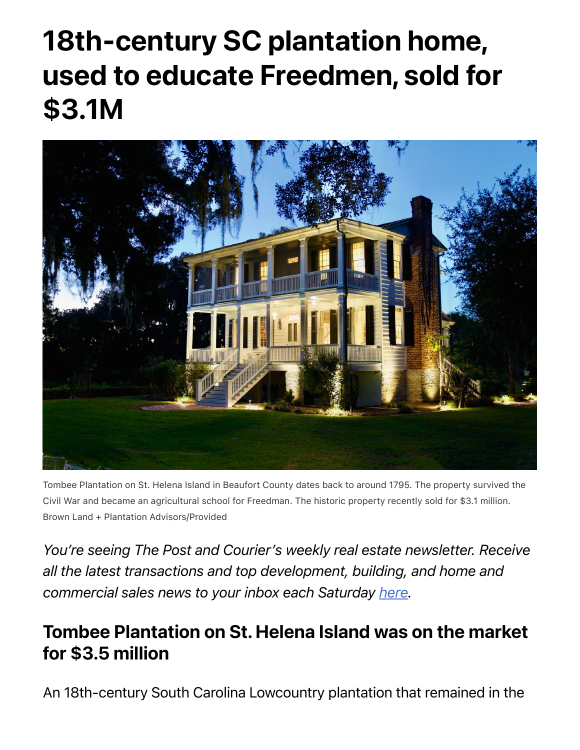# 18th-century SC plantation home, used to educate Freedmen, sold for $3.1M

Tombee Plantation on St. Helena Island in Beaufort County dates back to around 1795. The property survived the Civil War and became an agricultural school for Freedman. The historic property recently sold for $3.1 million. Brown Land + Plantation Advisors/Provided

*You're seeing The Post and Courier's weekly real estate newsletter. Receive all the latest transactions and top development, building, and home and commercial sales news to your inbox each Saturday [here](#).*

## Tombee Plantation on St. Helena Island was on the market for $3.5 million

An 18th-century South Carolina Lowcountry plantation that remained in the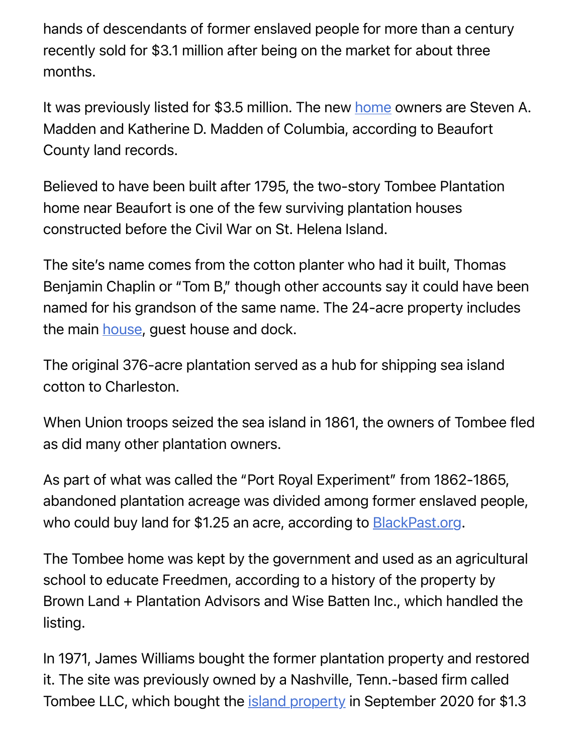hands of descendants of former enslaved people for more than a century recently sold for $3.1 million after being on the market for about three months.

It was previously listed for $3.5 million. The new home owners are Steven A. Madden and Katherine D. Madden of Columbia, according to Beaufort County land records.

Believed to have been built after 1795, the two-story Tombee Plantation home near Beaufort is one of the few surviving plantation houses constructed before the Civil War on St. Helena Island.

The site's name comes from the cotton planter who had it built, Thomas Benjamin Chaplin or "Tom B," though other accounts say it could have been named for his grandson of the same name. The 24-acre property includes the main house, guest house and dock.

The original 376-acre plantation served as a hub for shipping sea island cotton to Charleston.

When Union troops seized the sea island in 1861, the owners of Tombee fled as did many other plantation owners.

As part of what was called the "Port Royal Experiment" from 1862-1865, abandoned plantation acreage was divided among former enslaved people, who could buy land for $1.25 an acre, according to BlackPast.org.

The Tombee home was kept by the government and used as an agricultural school to educate Freedmen, according to a history of the property by Brown Land + Plantation Advisors and Wise Batten Inc., which handled the listing.

In 1971, James Williams bought the former plantation property and restored it. The site was previously owned by a Nashville, Tenn.-based firm called Tombee LLC, which bought the island property in September 2020 for $1.3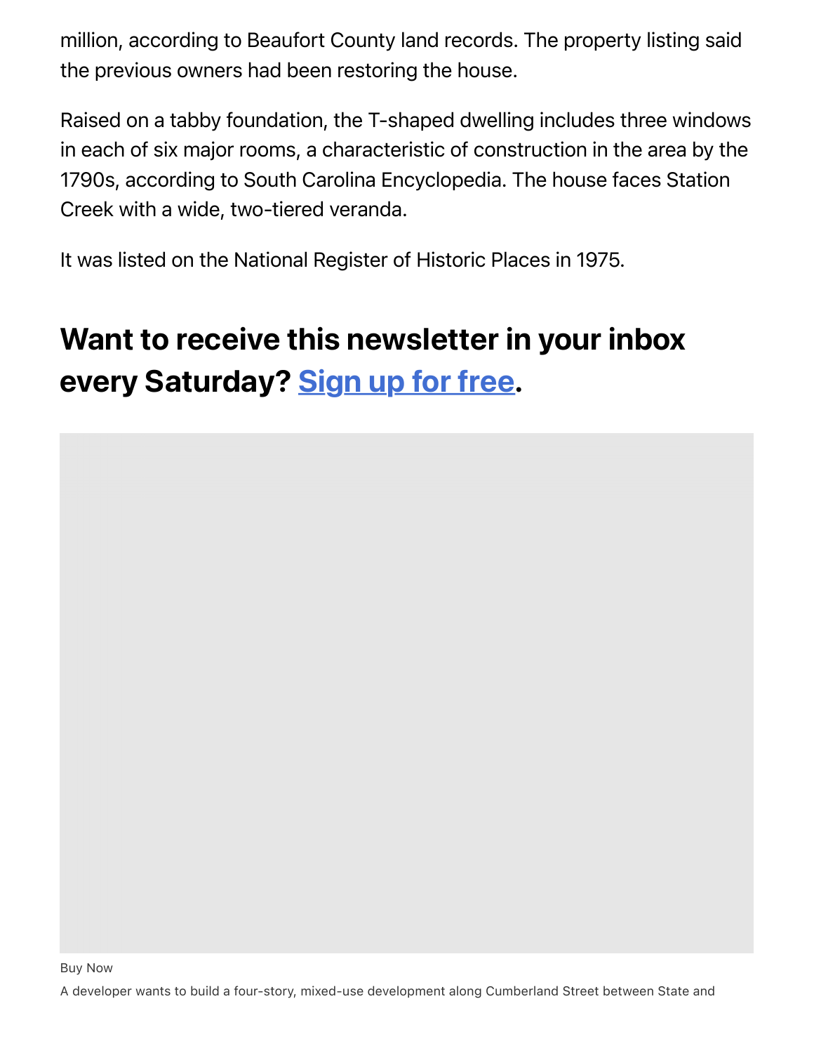million, according to Beaufort County land records. The property listing said the previous owners had been restoring the house.

Raised on a tabby foundation, the T-shaped dwelling includes three windows in each of six major rooms, a characteristic of construction in the area by the 1790s, according to South Carolina Encyclopedia. The house faces Station Creek with a wide, two-tiered veranda.

It was listed on the National Register of Historic Places in 1975.

## Want to receive this newsletter in your inbox every Saturday? Sign up for free.

Buy Now

A developer wants to build a four-story, mixed-use development along Cumberland Street between State and